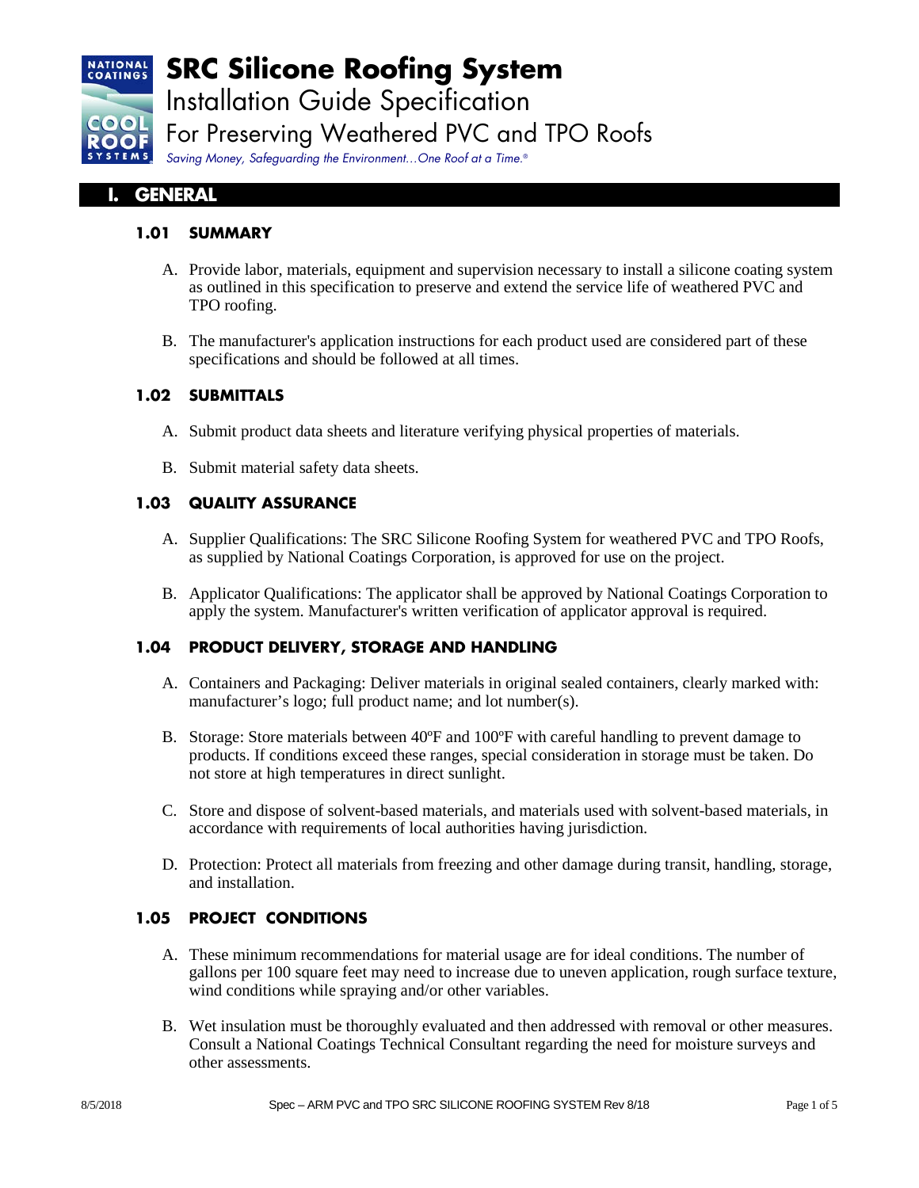# SRC Silicone Roofing System

Installation Guide Specification

For Preserving Weathered PVC and TPO Roofs

*Saving Money, Safeguarding the Environment…One Roof at a Time.®*

## I. GENERAL

### 1.01 SUMMARY

A. Provide labor, materials, equipment and supervision necessary to install a silicone coating system as outlined in this specification to preserve and extend the service life of weathered PVC and TPO roofing.

B. The manufacturer's application instructions for each product used are considered part of these specifications and should be followed at all times.

### 1.02 SUBMITTALS

A. Submit product data sheets and literature verifying physical properties of materials.

B. Submit material safety data sheets.

### 1.03 QUALITY ASSURANCE

A. Supplier Qualifications: The SRC Silicone Roofing System for weathered PVC and TPO Roofs, as supplied by National Coatings Corporation, is approved for use on the project.

B. Applicator Qualifications: The applicator shall be approved by National Coatings Corporation to apply the system. Manufacturer's written verification of applicator approval is required.

### 1.04 PRODUCT DELIVERY, STORAGE AND HANDLING

A. Containers and Packaging: Deliver materials in original sealed containers, clearly marked with: manufacturer's logo; full product name; and lot number(s).

B. Storage: Store materials between 40ºF and 100ºF with careful handling to prevent damage to products. If conditions exceed these ranges, special consideration in storage must be taken. Do not store at high temperatures in direct sunlight.

C. Store and dispose of solvent-based materials, and materials used with solvent-based materials, in accordance with requirements of local authorities having jurisdiction.

D. Protection: Protect all materials from freezing and other damage during transit, handling, storage, and installation.

### 1.05 PROJECT CONDITIONS

A. These minimum recommendations for material usage are for ideal conditions. The number of gallons per 100 square feet may need to increase due to uneven application, rough surface texture, wind conditions while spraying and/or other variables.

B. Wet insulation must be thoroughly evaluated and then addressed with removal or other measures. Consult a National Coatings Technical Consultant regarding the need for moisture surveys and other assessments.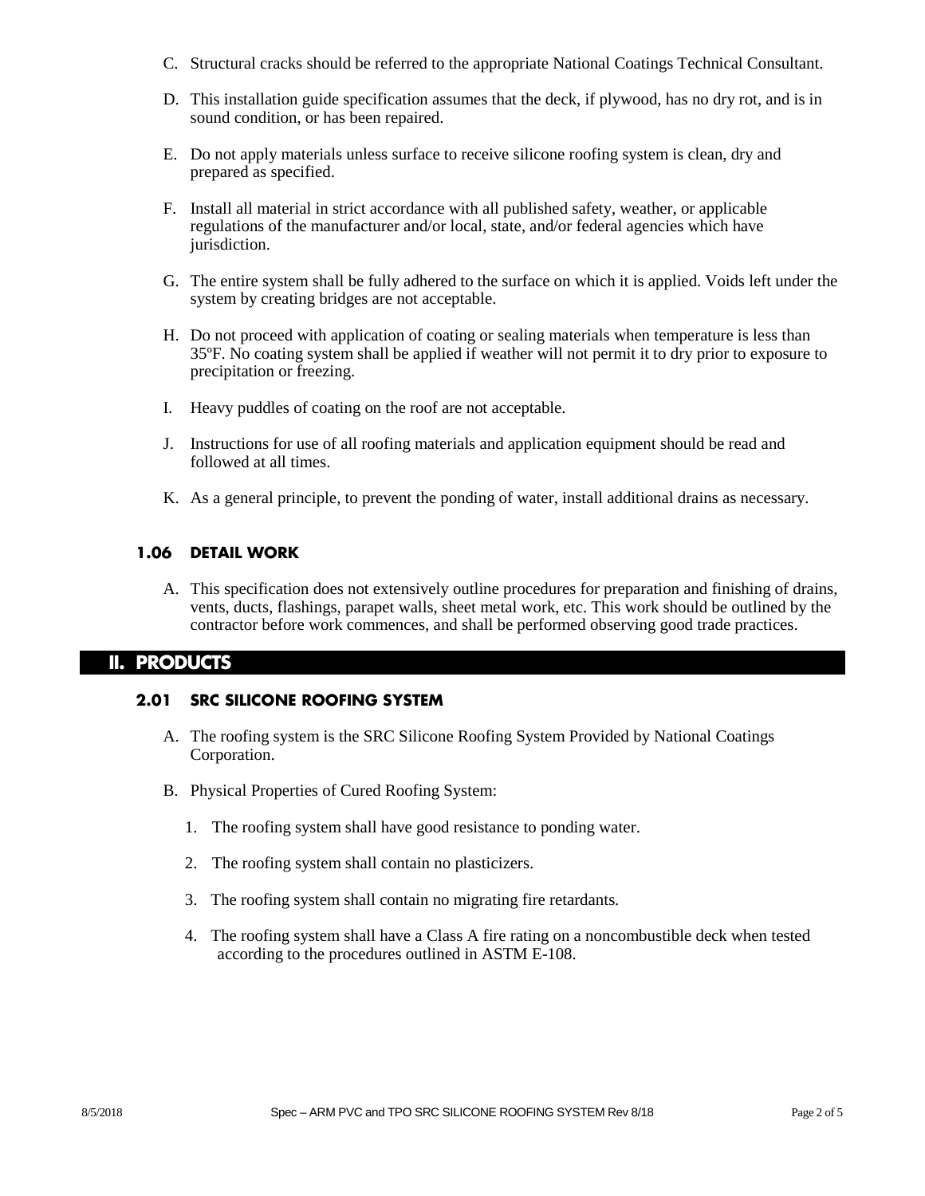C. Structural cracks should be referred to the appropriate National Coatings Technical Consultant.

D. This installation guide specification assumes that the deck, if plywood, has no dry rot, and is in sound condition, or has been repaired.

E. Do not apply materials unless surface to receive silicone roofing system is clean, dry and prepared as specified.

F. Install all material in strict accordance with all published safety, weather, or applicable regulations of the manufacturer and/or local, state, and/or federal agencies which have jurisdiction.

G. The entire system shall be fully adhered to the surface on which it is applied. Voids left under the system by creating bridges are not acceptable.

H. Do not proceed with application of coating or sealing materials when temperature is less than 35ºF. No coating system shall be applied if weather will not permit it to dry prior to exposure to precipitation or freezing.

I. Heavy puddles of coating on the roof are not acceptable.

J. Instructions for use of all roofing materials and application equipment should be read and followed at all times.

K. As a general principle, to prevent the ponding of water, install additional drains as necessary.

### 1.06 DETAIL WORK

A. This specification does not extensively outline procedures for preparation and finishing of drains, vents, ducts, flashings, parapet walls, sheet metal work, etc. This work should be outlined by the contractor before work commences, and shall be performed observing good trade practices.

## II. PRODUCTS

### 2.01 SRC SILICONE ROOFING SYSTEM

A. The roofing system is the SRC Silicone Roofing System Provided by National Coatings Corporation.

B. Physical Properties of Cured Roofing System:

1. The roofing system shall have good resistance to ponding water.
2. The roofing system shall contain no plasticizers.
3. The roofing system shall contain no migrating fire retardants.
4. The roofing system shall have a Class A fire rating on a noncombustible deck when tested according to the procedures outlined in ASTM E-108.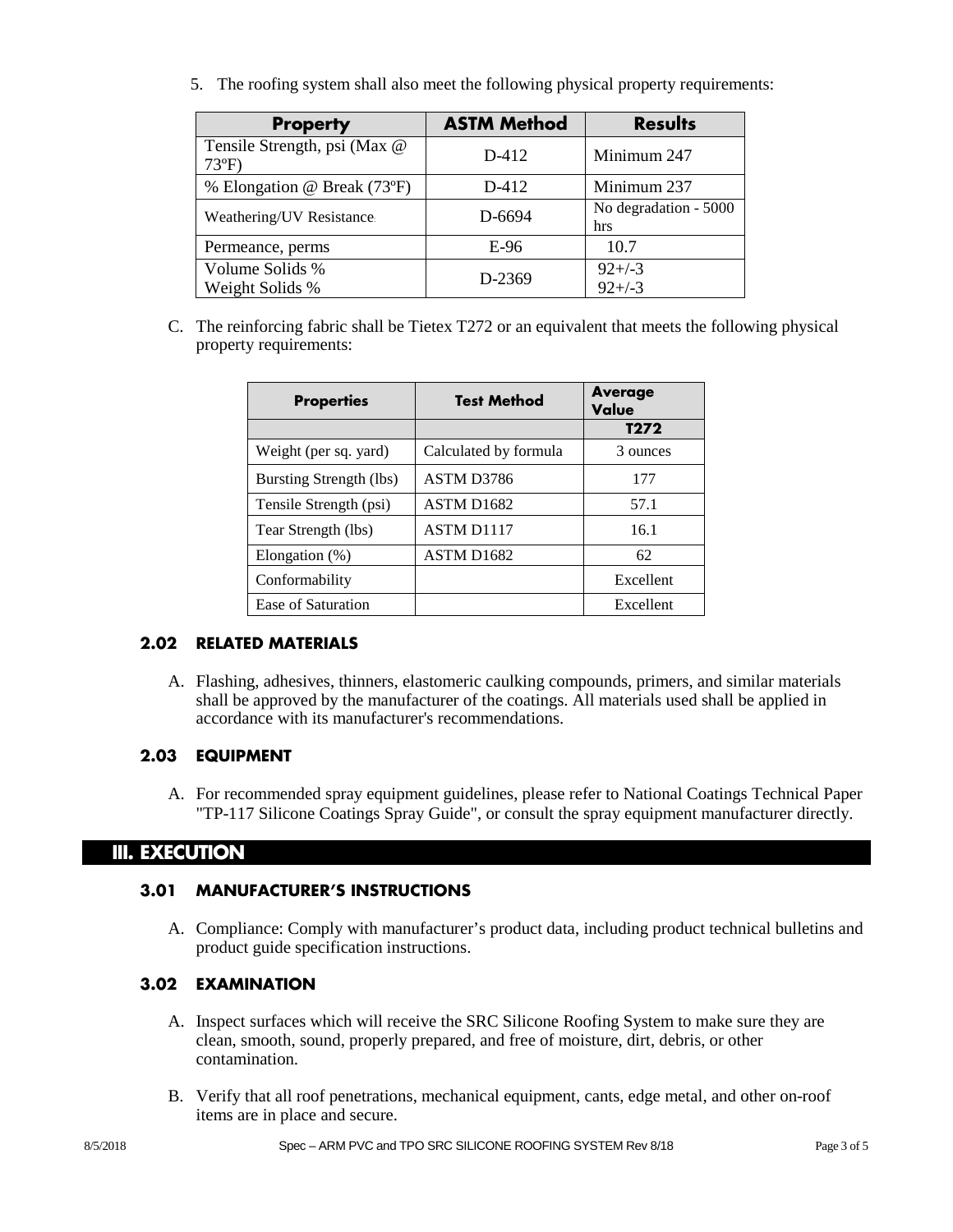5. The roofing system shall also meet the following physical property requirements:

| Property | ASTM Method | Results |
|---|---|---|
| Tensile Strength, psi (Max @ 73ºF) | D-412 | Minimum 247 |
| % Elongation @ Break (73ºF) | D-412 | Minimum 237 |
| Weathering/UV Resistance | D-6694 | No degradation - 5000 hrs |
| Permeance, perms | E-96 | 10.7 |
| Volume Solids %<br>Weight Solids % | D-2369 | 92+/-3<br>92+/-3 |

C. The reinforcing fabric shall be Tietex T272 or an equivalent that meets the following physical property requirements:

| Properties | Test Method | Average Value |
|---|---|---|
| | | **T272** |
| Weight (per sq. yard) | Calculated by formula | 3 ounces |
| Bursting Strength (lbs) | ASTM D3786 | 177 |
| Tensile Strength (psi) | ASTM D1682 | 57.1 |
| Tear Strength (lbs) | ASTM D1117 | 16.1 |
| Elongation (%) | ASTM D1682 | 62 |
| Conformability | | Excellent |
| Ease of Saturation | | Excellent |

### 2.02 RELATED MATERIALS

A. Flashing, adhesives, thinners, elastomeric caulking compounds, primers, and similar materials shall be approved by the manufacturer of the coatings. All materials used shall be applied in accordance with its manufacturer's recommendations.

### 2.03 EQUIPMENT

A. For recommended spray equipment guidelines, please refer to National Coatings Technical Paper "TP-117 Silicone Coatings Spray Guide", or consult the spray equipment manufacturer directly.

## III. EXECUTION

### 3.01 MANUFACTURER'S INSTRUCTIONS

A. Compliance: Comply with manufacturer's product data, including product technical bulletins and product guide specification instructions.

### 3.02 EXAMINATION

A. Inspect surfaces which will receive the SRC Silicone Roofing System to make sure they are clean, smooth, sound, properly prepared, and free of moisture, dirt, debris, or other contamination.

B. Verify that all roof penetrations, mechanical equipment, cants, edge metal, and other on-roof items are in place and secure.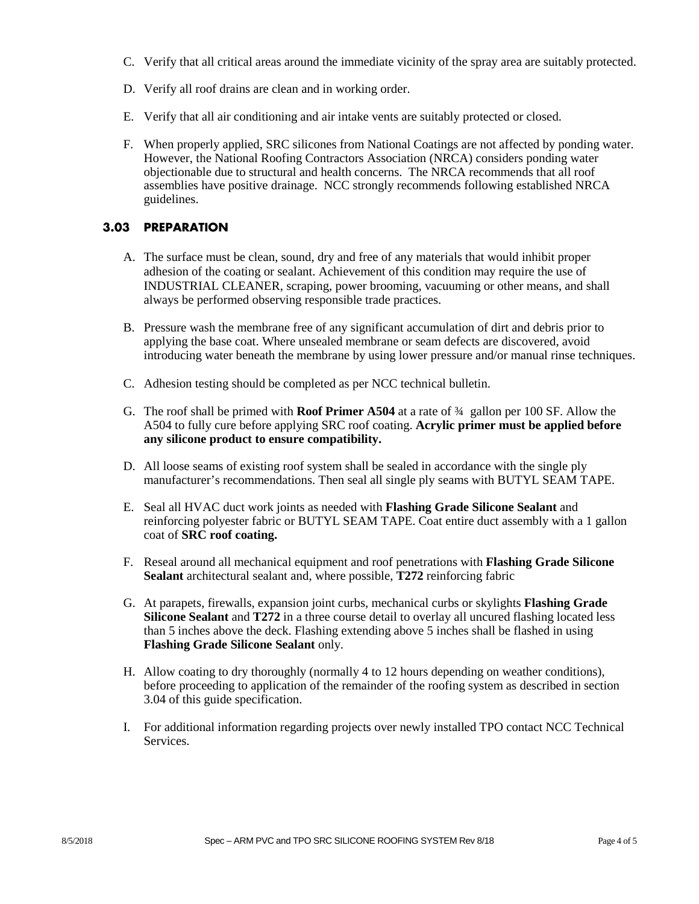C. Verify that all critical areas around the immediate vicinity of the spray area are suitably protected.

D. Verify all roof drains are clean and in working order.

E. Verify that all air conditioning and air intake vents are suitably protected or closed.

F. When properly applied, SRC silicones from National Coatings are not affected by ponding water. However, the National Roofing Contractors Association (NRCA) considers ponding water objectionable due to structural and health concerns. The NRCA recommends that all roof assemblies have positive drainage. NCC strongly recommends following established NRCA guidelines.

### 3.03 PREPARATION

A. The surface must be clean, sound, dry and free of any materials that would inhibit proper adhesion of the coating or sealant. Achievement of this condition may require the use of INDUSTRIAL CLEANER, scraping, power brooming, vacuuming or other means, and shall always be performed observing responsible trade practices.

B. Pressure wash the membrane free of any significant accumulation of dirt and debris prior to applying the base coat. Where unsealed membrane or seam defects are discovered, avoid introducing water beneath the membrane by using lower pressure and/or manual rinse techniques.

C. Adhesion testing should be completed as per NCC technical bulletin.

G. The roof shall be primed with **Roof Primer A504** at a rate of ¾ gallon per 100 SF. Allow the A504 to fully cure before applying SRC roof coating. **Acrylic primer must be applied before any silicone product to ensure compatibility.**

D. All loose seams of existing roof system shall be sealed in accordance with the single ply manufacturer's recommendations. Then seal all single ply seams with BUTYL SEAM TAPE.

E. Seal all HVAC duct work joints as needed with **Flashing Grade Silicone Sealant** and reinforcing polyester fabric or BUTYL SEAM TAPE. Coat entire duct assembly with a 1 gallon coat of **SRC roof coating.**

F. Reseal around all mechanical equipment and roof penetrations with **Flashing Grade Silicone Sealant** architectural sealant and, where possible, **T272** reinforcing fabric

G. At parapets, firewalls, expansion joint curbs, mechanical curbs or skylights **Flashing Grade Silicone Sealant** and **T272** in a three course detail to overlay all uncured flashing located less than 5 inches above the deck. Flashing extending above 5 inches shall be flashed in using **Flashing Grade Silicone Sealant** only.

H. Allow coating to dry thoroughly (normally 4 to 12 hours depending on weather conditions), before proceeding to application of the remainder of the roofing system as described in section 3.04 of this guide specification.

I. For additional information regarding projects over newly installed TPO contact NCC Technical Services.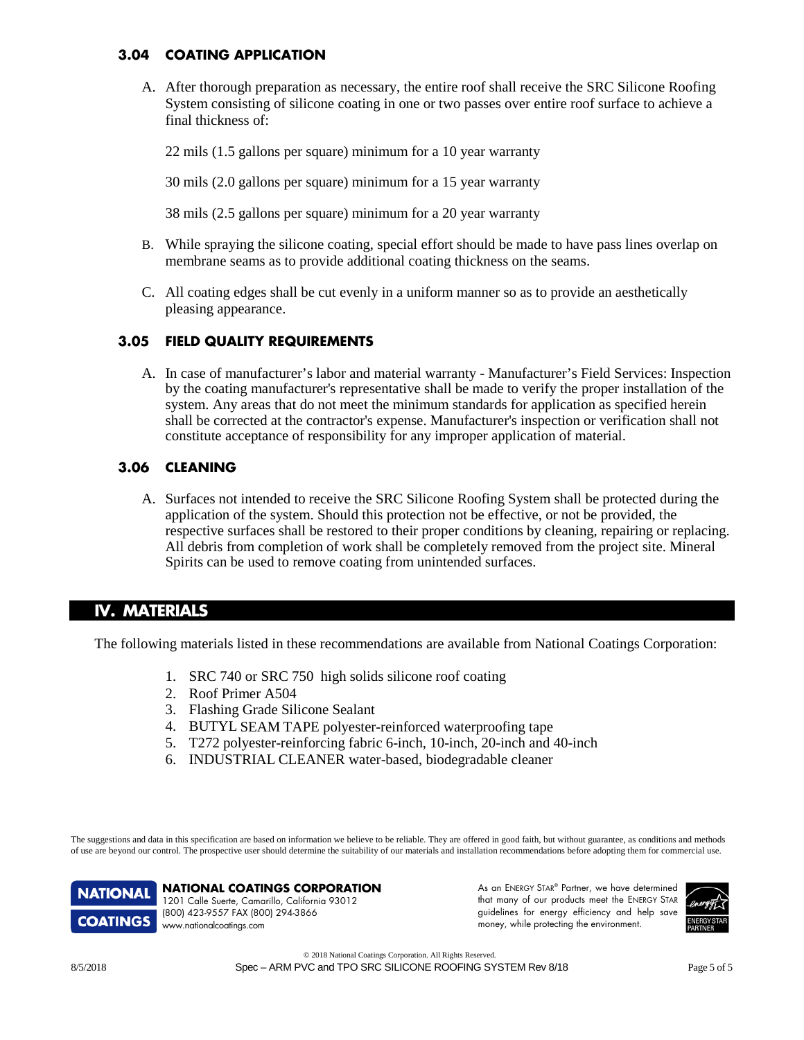### 3.04 COATING APPLICATION

A. After thorough preparation as necessary, the entire roof shall receive the SRC Silicone Roofing System consisting of silicone coating in one or two passes over entire roof surface to achieve a final thickness of:

22 mils (1.5 gallons per square) minimum for a 10 year warranty

30 mils (2.0 gallons per square) minimum for a 15 year warranty

38 mils (2.5 gallons per square) minimum for a 20 year warranty

B. While spraying the silicone coating, special effort should be made to have pass lines overlap on membrane seams as to provide additional coating thickness on the seams.

C. All coating edges shall be cut evenly in a uniform manner so as to provide an aesthetically pleasing appearance.

### 3.05 FIELD QUALITY REQUIREMENTS

A. In case of manufacturer's labor and material warranty - Manufacturer's Field Services: Inspection by the coating manufacturer's representative shall be made to verify the proper installation of the system. Any areas that do not meet the minimum standards for application as specified herein shall be corrected at the contractor's expense. Manufacturer's inspection or verification shall not constitute acceptance of responsibility for any improper application of material.

### 3.06 CLEANING

A. Surfaces not intended to receive the SRC Silicone Roofing System shall be protected during the application of the system. Should this protection not be effective, or not be provided, the respective surfaces shall be restored to their proper conditions by cleaning, repairing or replacing. All debris from completion of work shall be completely removed from the project site. Mineral Spirits can be used to remove coating from unintended surfaces.

## IV. MATERIALS

The following materials listed in these recommendations are available from National Coatings Corporation:

1. SRC 740 or SRC 750 high solids silicone roof coating
2. Roof Primer A504
3. Flashing Grade Silicone Sealant
4. BUTYL SEAM TAPE polyester-reinforced waterproofing tape
5. T272 polyester-reinforcing fabric 6-inch, 10-inch, 20-inch and 40-inch
6. INDUSTRIAL CLEANER water-based, biodegradable cleaner

The suggestions and data in this specification are based on information we believe to be reliable. They are offered in good faith, but without guarantee, as conditions and methods of use are beyond our control. The prospective user should determine the suitability of our materials and installation recommendations before adopting them for commercial use.

**NATIONAL COATINGS CORPORATION**
1201 Calle Suerte, Camarillo, California 93012
(800) 423-9557 FAX (800) 294-3866
www.nationalcoatings.com

As an ENERGY STAR® Partner, we have determined that many of our products meet the ENERGY STAR guidelines for energy efficiency and help save money, while protecting the environment.

© 2018 National Coatings Corporation. All Rights Reserved.